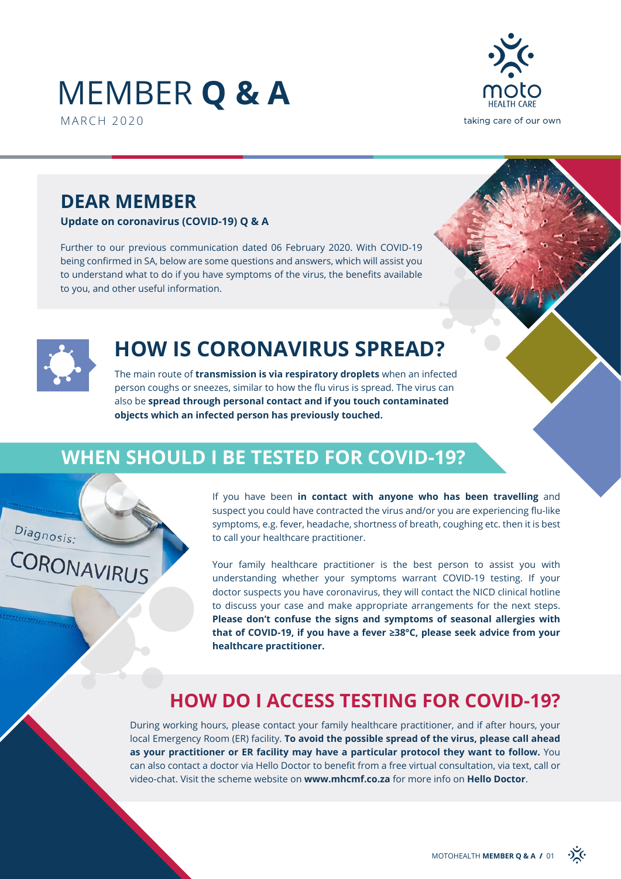# MEMBER **Q & A**

MARCH 2020

moto HEALTH CARE

taking care of our own

## DEAR MEMBER

**Update on coronavirus (COVID-19) Q & A**

Further to our previous communication dated 06 February 2020. With COVID-19 being confirmed in SA, below are some questions and answers, which will assist you to understand what to do if you have symptoms of the virus, the benefits available to you, and other useful information.

## HOW IS CORONAVIRUS SPREAD?

The main route of **transmission is via respiratory droplets** when an infected person coughs or sneezes, similar to how the flu virus is spread. The virus can also be **spread through personal contact and if you touch contaminated objects which an infected person has previously touched.**

## WHEN SHOULD I BE TESTED FOR COVID-19?

If you have been **in contact with anyone who has been travelling** and suspect you could have contracted the virus and/or you are experiencing flu-like symptoms, e.g. fever, headache, shortness of breath, coughing etc. then it is best to call your healthcare practitioner.

Your family healthcare practitioner is the best person to assist you with understanding whether your symptoms warrant COVID-19 testing. If your doctor suspects you have coronavirus, they will contact the NICD clinical hotline to discuss your case and make appropriate arrangements for the next steps. **Please don't confuse the signs and symptoms of seasonal allergies with that of COVID-19, if you have a fever ≥38°C, please seek advice from your healthcare practitioner.**

## HOW DO I ACCESS TESTING FOR COVID-19?

During working hours, please contact your family healthcare practitioner, and if after hours, your local Emergency Room (ER) facility. **To avoid the possible spread of the virus, please call ahead as your practitioner or ER facility may have a particular protocol they want to follow.** You can also contact a doctor via Hello Doctor to benefit from a free virtual consultation, via text, call or video-chat. Visit the scheme website on **www.mhcmf.co.za** for more info on **Hello Doctor**.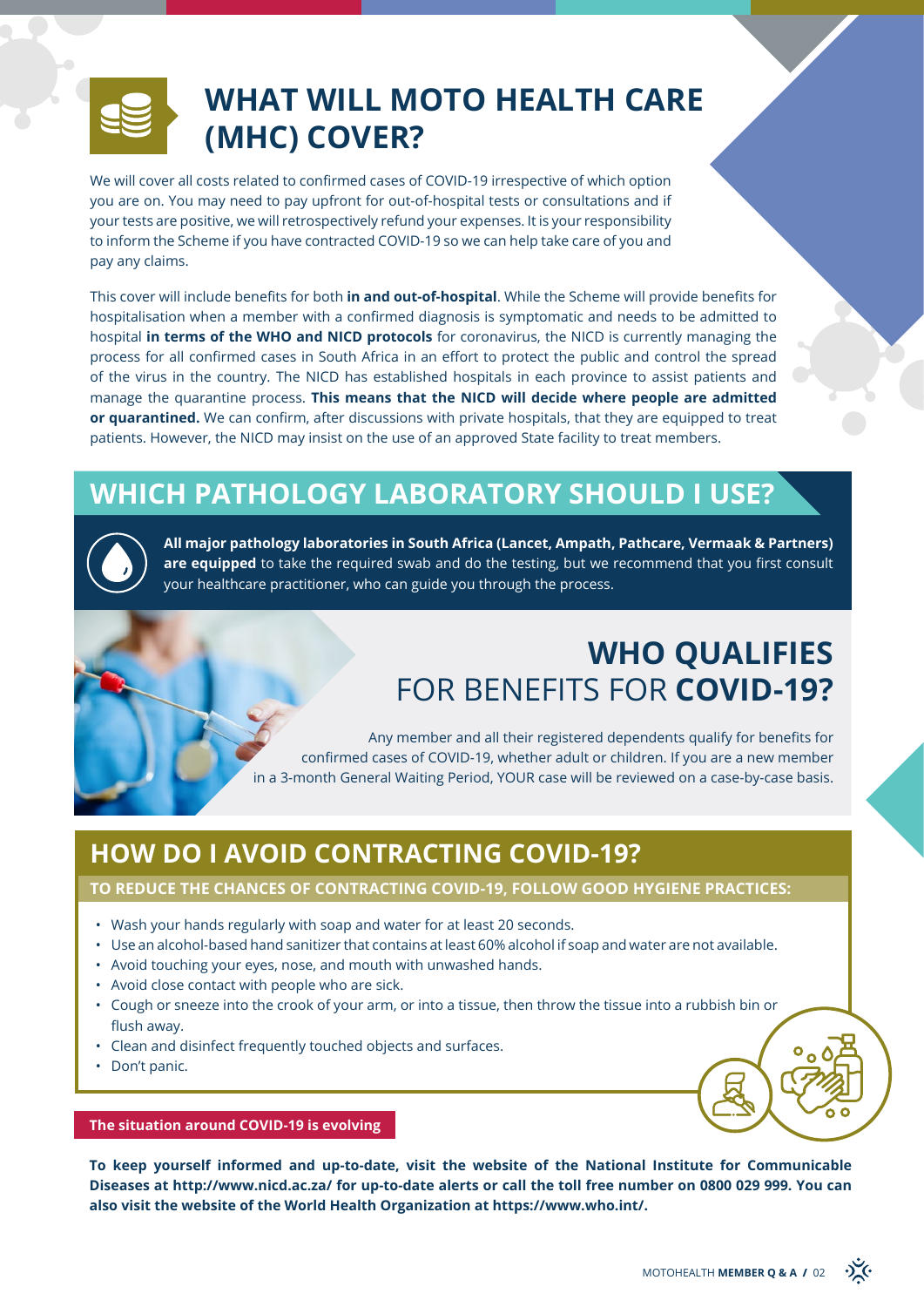# WHAT WILL MOTO HEALTH CARE (MHC) COVER?

We will cover all costs related to confirmed cases of COVID-19 irrespective of which option you are on. You may need to pay upfront for out-of-hospital tests or consultations and if your tests are positive, we will retrospectively refund your expenses. It is your responsibility to inform the Scheme if you have contracted COVID-19 so we can help take care of you and pay any claims.

This cover will include benefits for both **in and out-of-hospital**. While the Scheme will provide benefits for hospitalisation when a member with a confirmed diagnosis is symptomatic and needs to be admitted to hospital **in terms of the WHO and NICD protocols** for coronavirus, the NICD is currently managing the process for all confirmed cases in South Africa in an effort to protect the public and control the spread of the virus in the country. The NICD has established hospitals in each province to assist patients and manage the quarantine process. **This means that the NICD will decide where people are admitted or quarantined.** We can confirm, after discussions with private hospitals, that they are equipped to treat patients. However, the NICD may insist on the use of an approved State facility to treat members.

## WHICH PATHOLOGY LABORATORY SHOULD I USE?

**All major pathology laboratories in South Africa (Lancet, Ampath, Pathcare, Vermaak & Partners) are equipped** to take the required swab and do the testing, but we recommend that you first consult your healthcare practitioner, who can guide you through the process.

## WHO QUALIFIES FOR BENEFITS FOR COVID-19?

Any member and all their registered dependents qualify for benefits for confirmed cases of COVID-19, whether adult or children. If you are a new member in a 3-month General Waiting Period, YOUR case will be reviewed on a case-by-case basis.

## HOW DO I AVOID CONTRACTING COVID-19?

**TO REDUCE THE CHANCES OF CONTRACTING COVID-19, FOLLOW GOOD HYGIENE PRACTICES:**

- Wash your hands regularly with soap and water for at least 20 seconds.
- Use an alcohol-based hand sanitizer that contains at least 60% alcohol if soap and water are not available.
- Avoid touching your eyes, nose, and mouth with unwashed hands.
- Avoid close contact with people who are sick.
- Cough or sneeze into the crook of your arm, or into a tissue, then throw the tissue into a rubbish bin or flush away.
- Clean and disinfect frequently touched objects and surfaces.
- Don't panic.

**The situation around COVID-19 is evolving**

**To keep yourself informed and up-to-date, visit the website of the National Institute for Communicable Diseases at http://www.nicd.ac.za/ for up-to-date alerts or call the toll free number on 0800 029 999. You can also visit the website of the World Health Organization at https://www.who.int/.**